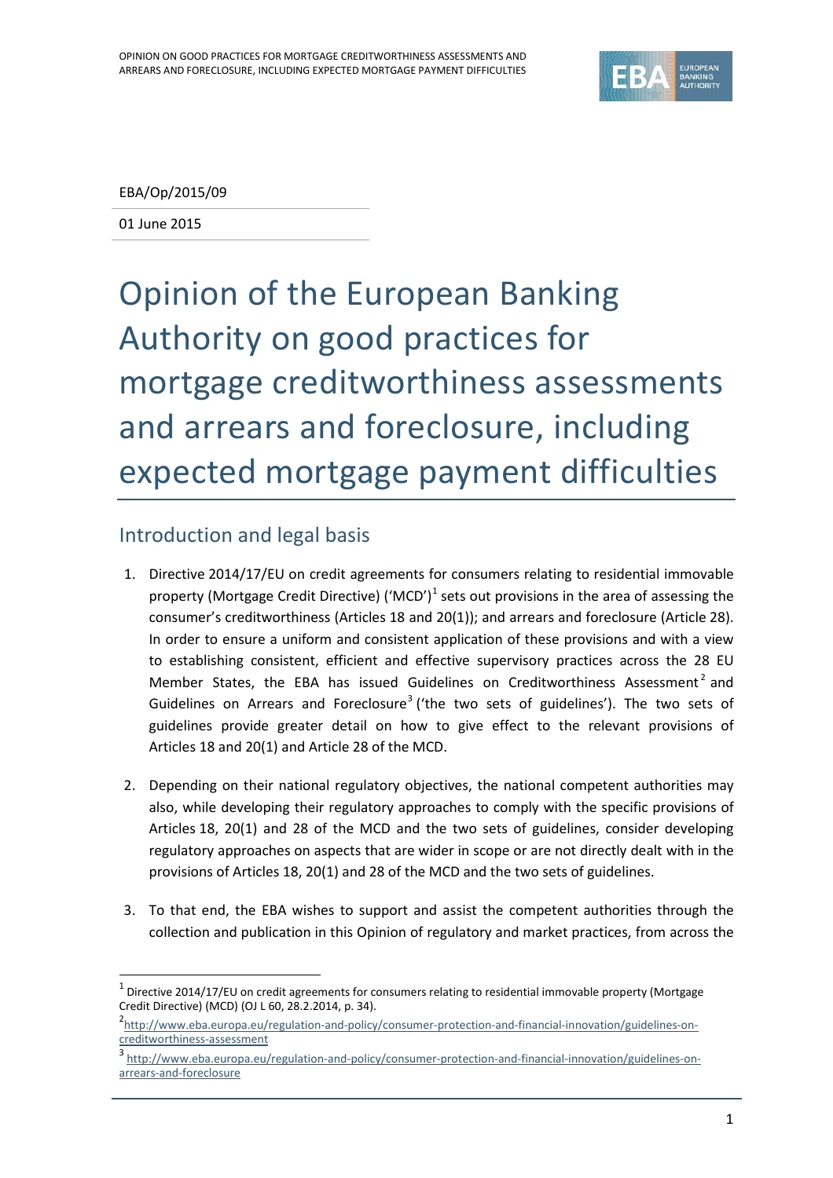EBA/Op/2015/09

01 June 2015

# Opinion of the European Banking Authority on good practices for mortgage creditworthiness assessments and arrears and foreclosure, including expected mortgage payment difficulties

## Introduction and legal basis

1. Directive 2014/17/EU on credit agreements for consumers relating to residential immovable property (Mortgage Credit Directive) ('MCD')[1] sets out provisions in the area of assessing the consumer's creditworthiness (Articles 18 and 20(1)); and arrears and foreclosure (Article 28). In order to ensure a uniform and consistent application of these provisions and with a view to establishing consistent, efficient and effective supervisory practices across the 28 EU Member States, the EBA has issued Guidelines on Creditworthiness Assessment[2] and Guidelines on Arrears and Foreclosure[3] ('the two sets of guidelines'). The two sets of guidelines provide greater detail on how to give effect to the relevant provisions of Articles 18 and 20(1) and Article 28 of the MCD.

2. Depending on their national regulatory objectives, the national competent authorities may also, while developing their regulatory approaches to comply with the specific provisions of Articles 18, 20(1) and 28 of the MCD and the two sets of guidelines, consider developing regulatory approaches on aspects that are wider in scope or are not directly dealt with in the provisions of Articles 18, 20(1) and 28 of the MCD and the two sets of guidelines.

3. To that end, the EBA wishes to support and assist the competent authorities through the collection and publication in this Opinion of regulatory and market practices, from across the

[1] Directive 2014/17/EU on credit agreements for consumers relating to residential immovable property (Mortgage Credit Directive) (MCD) (OJ L 60, 28.2.2014, p. 34).

[2] http://www.eba.europa.eu/regulation-and-policy/consumer-protection-and-financial-innovation/guidelines-on-creditworthiness-assessment

[3] http://www.eba.europa.eu/regulation-and-policy/consumer-protection-and-financial-innovation/guidelines-on-arrears-and-foreclosure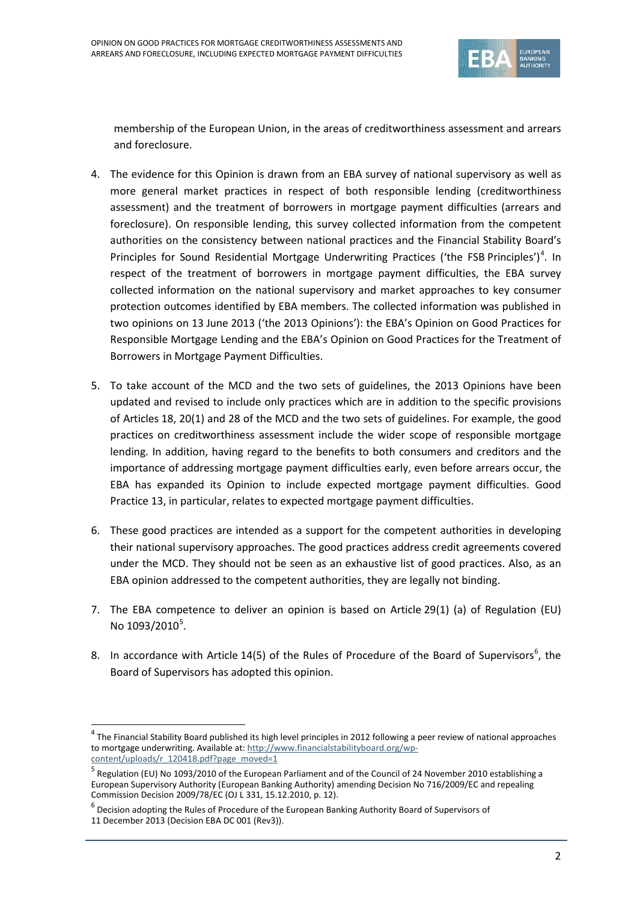membership of the European Union, in the areas of creditworthiness assessment and arrears and foreclosure.

4. The evidence for this Opinion is drawn from an EBA survey of national supervisory as well as more general market practices in respect of both responsible lending (creditworthiness assessment) and the treatment of borrowers in mortgage payment difficulties (arrears and foreclosure). On responsible lending, this survey collected information from the competent authorities on the consistency between national practices and the Financial Stability Board's Principles for Sound Residential Mortgage Underwriting Practices ('the FSB Principles')[4]. In respect of the treatment of borrowers in mortgage payment difficulties, the EBA survey collected information on the national supervisory and market approaches to key consumer protection outcomes identified by EBA members. The collected information was published in two opinions on 13 June 2013 ('the 2013 Opinions'): the EBA's Opinion on Good Practices for Responsible Mortgage Lending and the EBA's Opinion on Good Practices for the Treatment of Borrowers in Mortgage Payment Difficulties.

5. To take account of the MCD and the two sets of guidelines, the 2013 Opinions have been updated and revised to include only practices which are in addition to the specific provisions of Articles 18, 20(1) and 28 of the MCD and the two sets of guidelines. For example, the good practices on creditworthiness assessment include the wider scope of responsible mortgage lending. In addition, having regard to the benefits to both consumers and creditors and the importance of addressing mortgage payment difficulties early, even before arrears occur, the EBA has expanded its Opinion to include expected mortgage payment difficulties. Good Practice 13, in particular, relates to expected mortgage payment difficulties.

6. These good practices are intended as a support for the competent authorities in developing their national supervisory approaches. The good practices address credit agreements covered under the MCD. They should not be seen as an exhaustive list of good practices. Also, as an EBA opinion addressed to the competent authorities, they are legally not binding.

7. The EBA competence to deliver an opinion is based on Article 29(1) (a) of Regulation (EU) No 1093/2010[5].

8. In accordance with Article 14(5) of the Rules of Procedure of the Board of Supervisors[6], the Board of Supervisors has adopted this opinion.

---

[4] The Financial Stability Board published its high level principles in 2012 following a peer review of national approaches to mortgage underwriting. Available at: http://www.financialstabilityboard.org/wp-content/uploads/r_120418.pdf?page_moved=1

[5] Regulation (EU) No 1093/2010 of the European Parliament and of the Council of 24 November 2010 establishing a European Supervisory Authority (European Banking Authority) amending Decision No 716/2009/EC and repealing Commission Decision 2009/78/EC (OJ L 331, 15.12.2010, p. 12).

[6] Decision adopting the Rules of Procedure of the European Banking Authority Board of Supervisors of 11 December 2013 (Decision EBA DC 001 (Rev3)).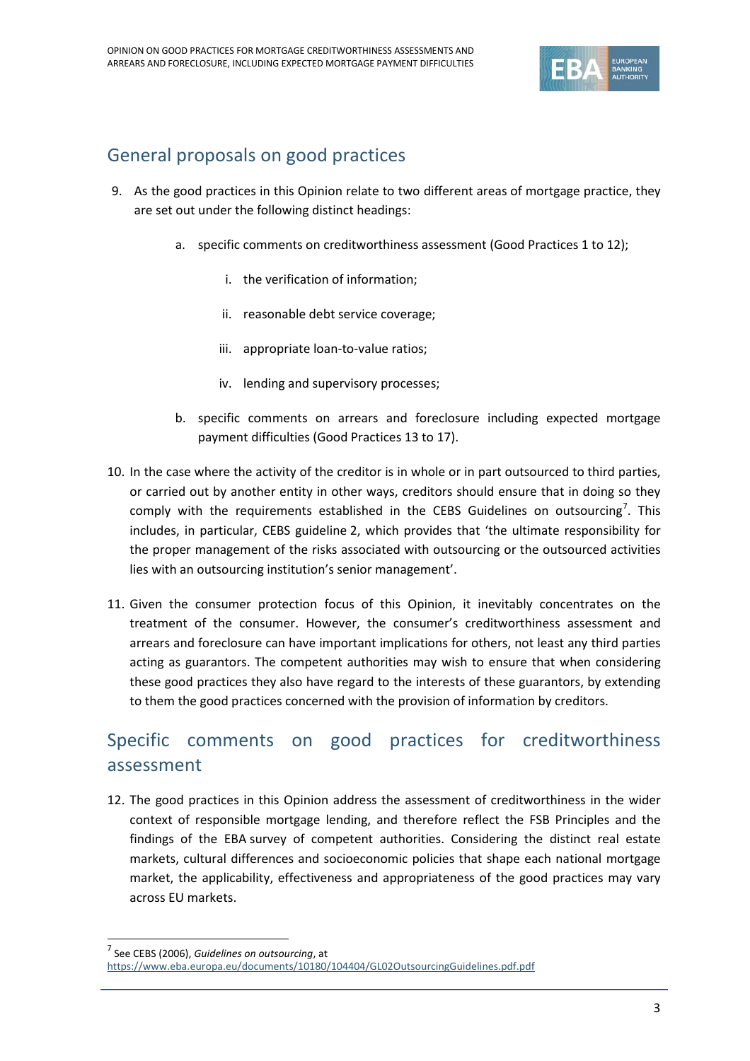## General proposals on good practices

9. As the good practices in this Opinion relate to two different areas of mortgage practice, they are set out under the following distinct headings:

    a. specific comments on creditworthiness assessment (Good Practices 1 to 12);

        i. the verification of information;

        ii. reasonable debt service coverage;

        iii. appropriate loan-to-value ratios;

        iv. lending and supervisory processes;

    b. specific comments on arrears and foreclosure including expected mortgage payment difficulties (Good Practices 13 to 17).

10. In the case where the activity of the creditor is in whole or in part outsourced to third parties, or carried out by another entity in other ways, creditors should ensure that in doing so they comply with the requirements established in the CEBS Guidelines on outsourcing[7]. This includes, in particular, CEBS guideline 2, which provides that 'the ultimate responsibility for the proper management of the risks associated with outsourcing or the outsourced activities lies with an outsourcing institution's senior management'.

11. Given the consumer protection focus of this Opinion, it inevitably concentrates on the treatment of the consumer. However, the consumer's creditworthiness assessment and arrears and foreclosure can have important implications for others, not least any third parties acting as guarantors. The competent authorities may wish to ensure that when considering these good practices they also have regard to the interests of these guarantors, by extending to them the good practices concerned with the provision of information by creditors.

## Specific comments on good practices for creditworthiness assessment

12. The good practices in this Opinion address the assessment of creditworthiness in the wider context of responsible mortgage lending, and therefore reflect the FSB Principles and the findings of the EBA survey of competent authorities. Considering the distinct real estate markets, cultural differences and socioeconomic policies that shape each national mortgage market, the applicability, effectiveness and appropriateness of the good practices may vary across EU markets.

---

[7] See CEBS (2006), *Guidelines on outsourcing*, at https://www.eba.europa.eu/documents/10180/104404/GL02OutsourcingGuidelines.pdf.pdf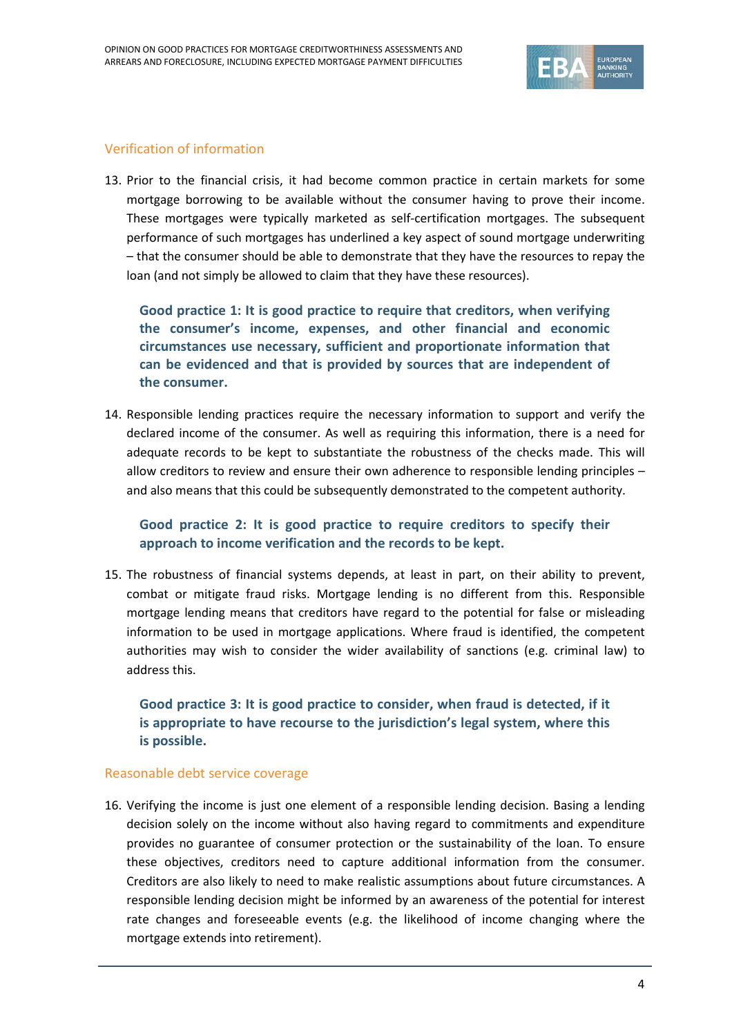## Verification of information

13. Prior to the financial crisis, it had become common practice in certain markets for some mortgage borrowing to be available without the consumer having to prove their income. These mortgages were typically marketed as self-certification mortgages. The subsequent performance of such mortgages has underlined a key aspect of sound mortgage underwriting – that the consumer should be able to demonstrate that they have the resources to repay the loan (and not simply be allowed to claim that they have these resources).

> **Good practice 1: It is good practice to require that creditors, when verifying the consumer's income, expenses, and other financial and economic circumstances use necessary, sufficient and proportionate information that can be evidenced and that is provided by sources that are independent of the consumer.**

14. Responsible lending practices require the necessary information to support and verify the declared income of the consumer. As well as requiring this information, there is a need for adequate records to be kept to substantiate the robustness of the checks made. This will allow creditors to review and ensure their own adherence to responsible lending principles – and also means that this could be subsequently demonstrated to the competent authority.

> **Good practice 2: It is good practice to require creditors to specify their approach to income verification and the records to be kept.**

15. The robustness of financial systems depends, at least in part, on their ability to prevent, combat or mitigate fraud risks. Mortgage lending is no different from this. Responsible mortgage lending means that creditors have regard to the potential for false or misleading information to be used in mortgage applications. Where fraud is identified, the competent authorities may wish to consider the wider availability of sanctions (e.g. criminal law) to address this.

> **Good practice 3: It is good practice to consider, when fraud is detected, if it is appropriate to have recourse to the jurisdiction's legal system, where this is possible.**

## Reasonable debt service coverage

16. Verifying the income is just one element of a responsible lending decision. Basing a lending decision solely on the income without also having regard to commitments and expenditure provides no guarantee of consumer protection or the sustainability of the loan. To ensure these objectives, creditors need to capture additional information from the consumer. Creditors are also likely to need to make realistic assumptions about future circumstances. A responsible lending decision might be informed by an awareness of the potential for interest rate changes and foreseeable events (e.g. the likelihood of income changing where the mortgage extends into retirement).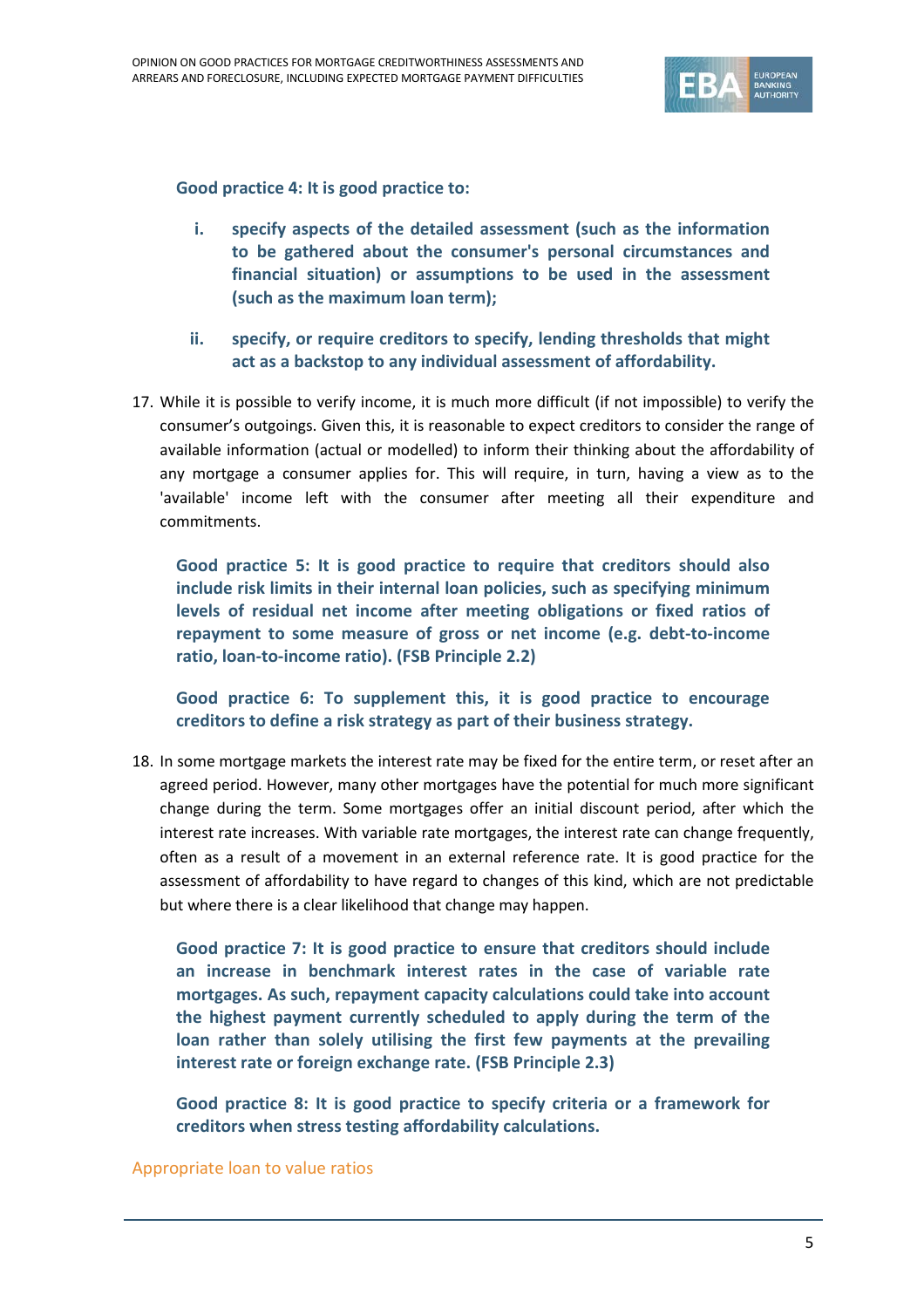**Good practice 4: It is good practice to:**

i. **specify aspects of the detailed assessment (such as the information to be gathered about the consumer's personal circumstances and financial situation) or assumptions to be used in the assessment (such as the maximum loan term);**

ii. **specify, or require creditors to specify, lending thresholds that might act as a backstop to any individual assessment of affordability.**

17. While it is possible to verify income, it is much more difficult (if not impossible) to verify the consumer's outgoings. Given this, it is reasonable to expect creditors to consider the range of available information (actual or modelled) to inform their thinking about the affordability of any mortgage a consumer applies for. This will require, in turn, having a view as to the 'available' income left with the consumer after meeting all their expenditure and commitments.

**Good practice 5: It is good practice to require that creditors should also include risk limits in their internal loan policies, such as specifying minimum levels of residual net income after meeting obligations or fixed ratios of repayment to some measure of gross or net income (e.g. debt-to-income ratio, loan-to-income ratio). (FSB Principle 2.2)**

**Good practice 6: To supplement this, it is good practice to encourage creditors to define a risk strategy as part of their business strategy.**

18. In some mortgage markets the interest rate may be fixed for the entire term, or reset after an agreed period. However, many other mortgages have the potential for much more significant change during the term. Some mortgages offer an initial discount period, after which the interest rate increases. With variable rate mortgages, the interest rate can change frequently, often as a result of a movement in an external reference rate. It is good practice for the assessment of affordability to have regard to changes of this kind, which are not predictable but where there is a clear likelihood that change may happen.

**Good practice 7: It is good practice to ensure that creditors should include an increase in benchmark interest rates in the case of variable rate mortgages. As such, repayment capacity calculations could take into account the highest payment currently scheduled to apply during the term of the loan rather than solely utilising the first few payments at the prevailing interest rate or foreign exchange rate. (FSB Principle 2.3)**

**Good practice 8: It is good practice to specify criteria or a framework for creditors when stress testing affordability calculations.**

### Appropriate loan to value ratios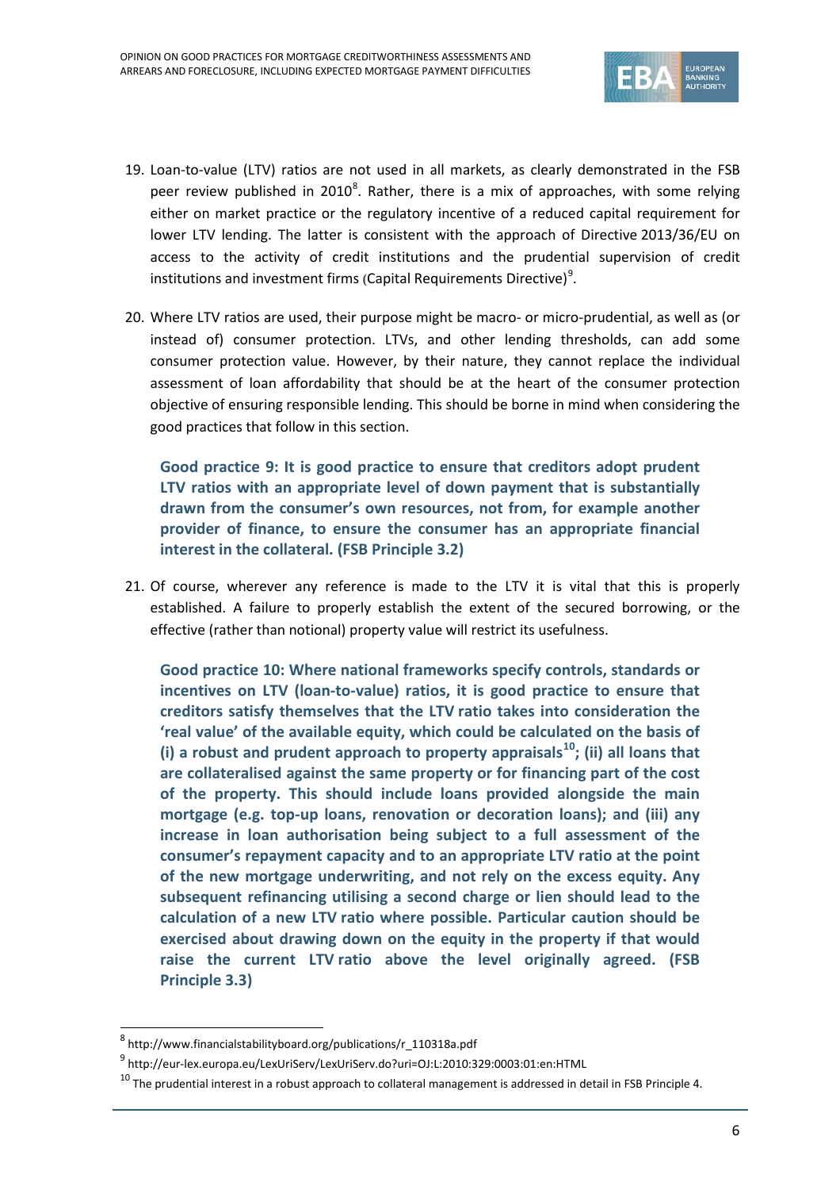19. Loan-to-value (LTV) ratios are not used in all markets, as clearly demonstrated in the FSB peer review published in 2010[8]. Rather, there is a mix of approaches, with some relying either on market practice or the regulatory incentive of a reduced capital requirement for lower LTV lending. The latter is consistent with the approach of Directive 2013/36/EU on access to the activity of credit institutions and the prudential supervision of credit institutions and investment firms (Capital Requirements Directive)[9].

20. Where LTV ratios are used, their purpose might be macro- or micro-prudential, as well as (or instead of) consumer protection. LTVs, and other lending thresholds, can add some consumer protection value. However, by their nature, they cannot replace the individual assessment of loan affordability that should be at the heart of the consumer protection objective of ensuring responsible lending. This should be borne in mind when considering the good practices that follow in this section.

**Good practice 9: It is good practice to ensure that creditors adopt prudent LTV ratios with an appropriate level of down payment that is substantially drawn from the consumer's own resources, not from, for example another provider of finance, to ensure the consumer has an appropriate financial interest in the collateral. (FSB Principle 3.2)**

21. Of course, wherever any reference is made to the LTV it is vital that this is properly established. A failure to properly establish the extent of the secured borrowing, or the effective (rather than notional) property value will restrict its usefulness.

**Good practice 10: Where national frameworks specify controls, standards or incentives on LTV (loan-to-value) ratios, it is good practice to ensure that creditors satisfy themselves that the LTV ratio takes into consideration the 'real value' of the available equity, which could be calculated on the basis of (i) a robust and prudent approach to property appraisals[10]; (ii) all loans that are collateralised against the same property or for financing part of the cost of the property. This should include loans provided alongside the main mortgage (e.g. top-up loans, renovation or decoration loans); and (iii) any increase in loan authorisation being subject to a full assessment of the consumer's repayment capacity and to an appropriate LTV ratio at the point of the new mortgage underwriting, and not rely on the excess equity. Any subsequent refinancing utilising a second charge or lien should lead to the calculation of a new LTV ratio where possible. Particular caution should be exercised about drawing down on the equity in the property if that would raise the current LTV ratio above the level originally agreed. (FSB Principle 3.3)**

---

[8] http://www.financialstabilityboard.org/publications/r_110318a.pdf

[9] http://eur-lex.europa.eu/LexUriServ/LexUriServ.do?uri=OJ:L:2010:329:0003:01:en:HTML

[10] The prudential interest in a robust approach to collateral management is addressed in detail in FSB Principle 4.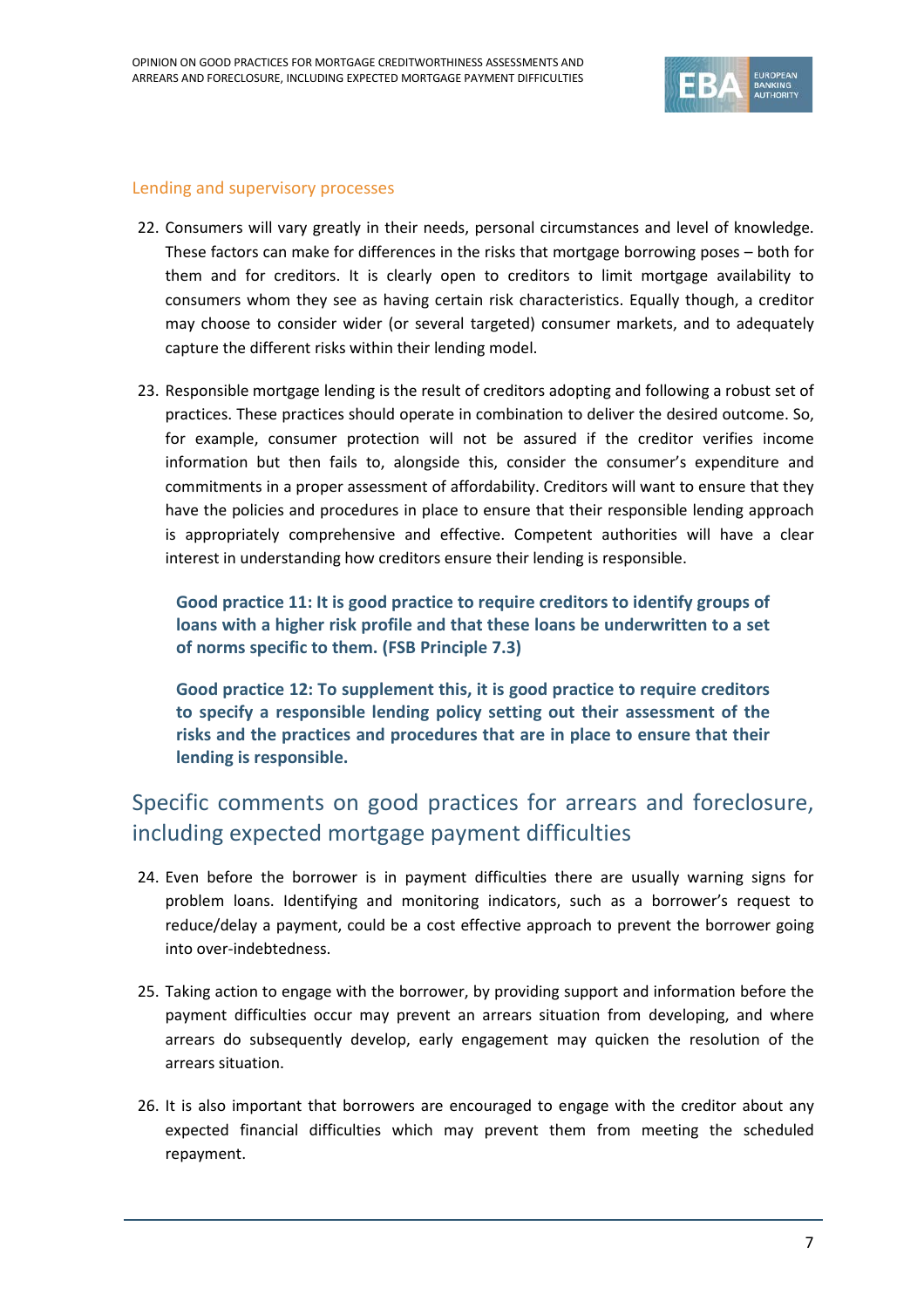### Lending and supervisory processes

22. Consumers will vary greatly in their needs, personal circumstances and level of knowledge. These factors can make for differences in the risks that mortgage borrowing poses – both for them and for creditors. It is clearly open to creditors to limit mortgage availability to consumers whom they see as having certain risk characteristics. Equally though, a creditor may choose to consider wider (or several targeted) consumer markets, and to adequately capture the different risks within their lending model.

23. Responsible mortgage lending is the result of creditors adopting and following a robust set of practices. These practices should operate in combination to deliver the desired outcome. So, for example, consumer protection will not be assured if the creditor verifies income information but then fails to, alongside this, consider the consumer's expenditure and commitments in a proper assessment of affordability. Creditors will want to ensure that they have the policies and procedures in place to ensure that their responsible lending approach is appropriately comprehensive and effective. Competent authorities will have a clear interest in understanding how creditors ensure their lending is responsible.

> **Good practice 11: It is good practice to require creditors to identify groups of loans with a higher risk profile and that these loans be underwritten to a set of norms specific to them. (FSB Principle 7.3)**

> **Good practice 12: To supplement this, it is good practice to require creditors to specify a responsible lending policy setting out their assessment of the risks and the practices and procedures that are in place to ensure that their lending is responsible.**

## Specific comments on good practices for arrears and foreclosure, including expected mortgage payment difficulties

24. Even before the borrower is in payment difficulties there are usually warning signs for problem loans. Identifying and monitoring indicators, such as a borrower's request to reduce/delay a payment, could be a cost effective approach to prevent the borrower going into over-indebtedness.

25. Taking action to engage with the borrower, by providing support and information before the payment difficulties occur may prevent an arrears situation from developing, and where arrears do subsequently develop, early engagement may quicken the resolution of the arrears situation.

26. It is also important that borrowers are encouraged to engage with the creditor about any expected financial difficulties which may prevent them from meeting the scheduled repayment.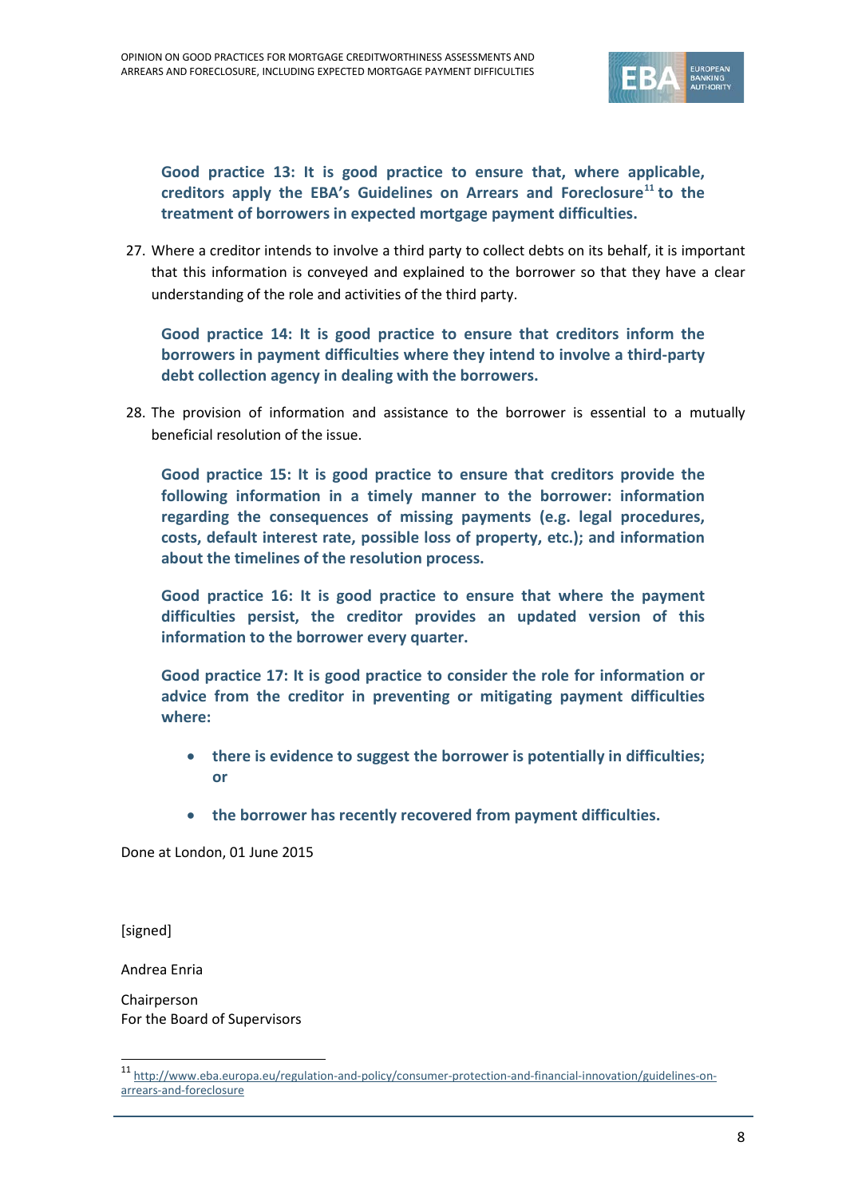**Good practice 13: It is good practice to ensure that, where applicable, creditors apply the EBA's Guidelines on Arrears and Foreclosure[11] to the treatment of borrowers in expected mortgage payment difficulties.**

27. Where a creditor intends to involve a third party to collect debts on its behalf, it is important that this information is conveyed and explained to the borrower so that they have a clear understanding of the role and activities of the third party.

**Good practice 14: It is good practice to ensure that creditors inform the borrowers in payment difficulties where they intend to involve a third-party debt collection agency in dealing with the borrowers.**

28. The provision of information and assistance to the borrower is essential to a mutually beneficial resolution of the issue.

**Good practice 15: It is good practice to ensure that creditors provide the following information in a timely manner to the borrower: information regarding the consequences of missing payments (e.g. legal procedures, costs, default interest rate, possible loss of property, etc.); and information about the timelines of the resolution process.**

**Good practice 16: It is good practice to ensure that where the payment difficulties persist, the creditor provides an updated version of this information to the borrower every quarter.**

**Good practice 17: It is good practice to consider the role for information or advice from the creditor in preventing or mitigating payment difficulties where:**

- **there is evidence to suggest the borrower is potentially in difficulties; or**
- **the borrower has recently recovered from payment difficulties.**

Done at London, 01 June 2015

[signed]

Andrea Enria

Chairperson
For the Board of Supervisors

[11] http://www.eba.europa.eu/regulation-and-policy/consumer-protection-and-financial-innovation/guidelines-on-arrears-and-foreclosure